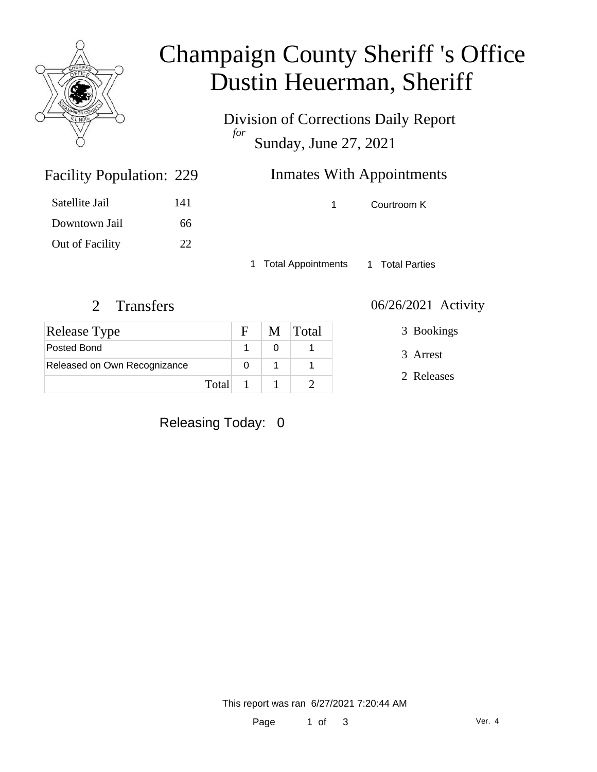# Champaign County Sheriff 's Office
# Dustin Heuerman, Sheriff

Division of Corrections Daily Report
*for*
Sunday, June 27, 2021

## Facility Population: 229

| | |
|---|---|
| Satellite Jail | 141 |
| Downtown Jail | 66 |
| Out of Facility | 22 |

## Inmates With Appointments

| | |
|---|---|
| 1 | Courtroom K |

1 Total Appointments    1 Total Parties

## 2 Transfers

| Release Type | F | M | Total |
|---|---|---|---|
| Posted Bond | 1 | 0 | 1 |
| Released on Own Recognizance | 0 | 1 | 1 |
| Total | 1 | 1 | 2 |

## 06/26/2021 Activity

3 Bookings

3 Arrest

2 Releases

Releasing Today: 0

This report was ran 6/27/2021 7:20:44 AM

Ver. 4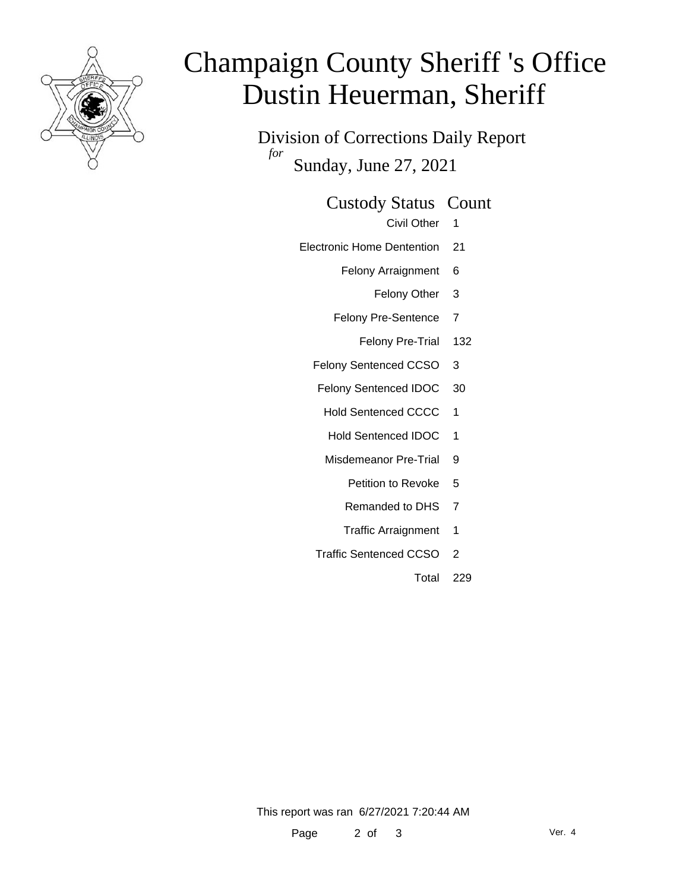# Champaign County Sheriff 's Office
# Dustin Heuerman, Sheriff

Division of Corrections Daily Report

*for*

Sunday, June 27, 2021

| Custody Status | Count |
|---|---|
| Civil Other | 1 |
| Electronic Home Dentention | 21 |
| Felony Arraignment | 6 |
| Felony Other | 3 |
| Felony Pre-Sentence | 7 |
| Felony Pre-Trial | 132 |
| Felony Sentenced CCSO | 3 |
| Felony Sentenced IDOC | 30 |
| Hold Sentenced CCCC | 1 |
| Hold Sentenced IDOC | 1 |
| Misdemeanor Pre-Trial | 9 |
| Petition to Revoke | 5 |
| Remanded to DHS | 7 |
| Traffic Arraignment | 1 |
| Traffic Sentenced CCSO | 2 |
| Total | 229 |

This report was ran 6/27/2021 7:20:44 AM

Ver. 4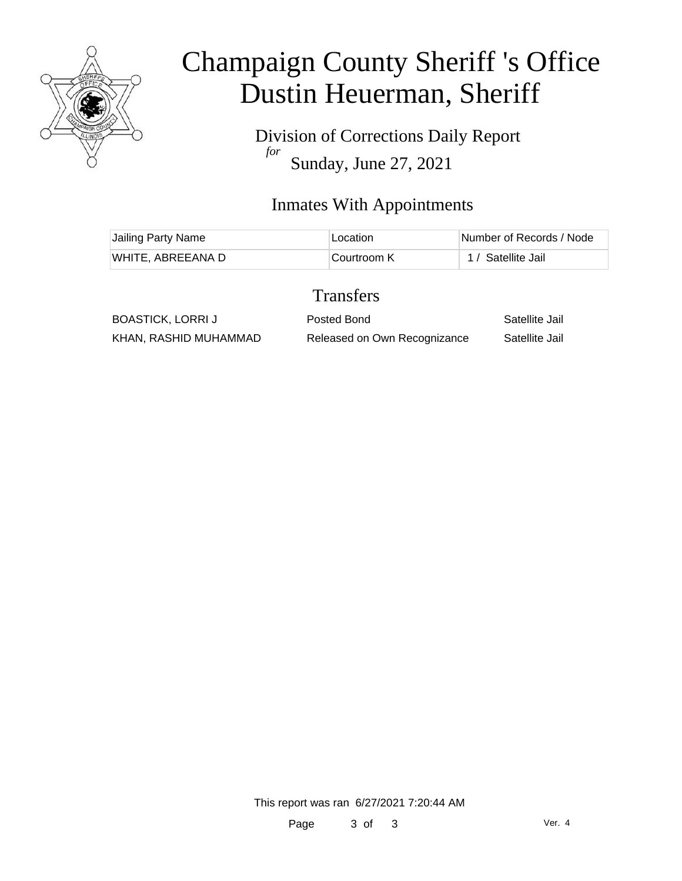# Champaign County Sheriff 's Office
# Dustin Heuerman, Sheriff

Division of Corrections Daily Report

*for* Sunday, June 27, 2021

## Inmates With Appointments

| Jailing Party Name | Location | Number of Records / Node |
|---|---|---|
| WHITE, ABREEANA D | Courtroom K | 1 / Satellite Jail |

## Transfers

| | | |
|---|---|---|
| BOASTICK, LORRI J | Posted Bond | Satellite Jail |
| KHAN, RASHID MUHAMMAD | Released on Own Recognizance | Satellite Jail |

This report was ran 6/27/2021 7:20:44 AM

Ver. 4